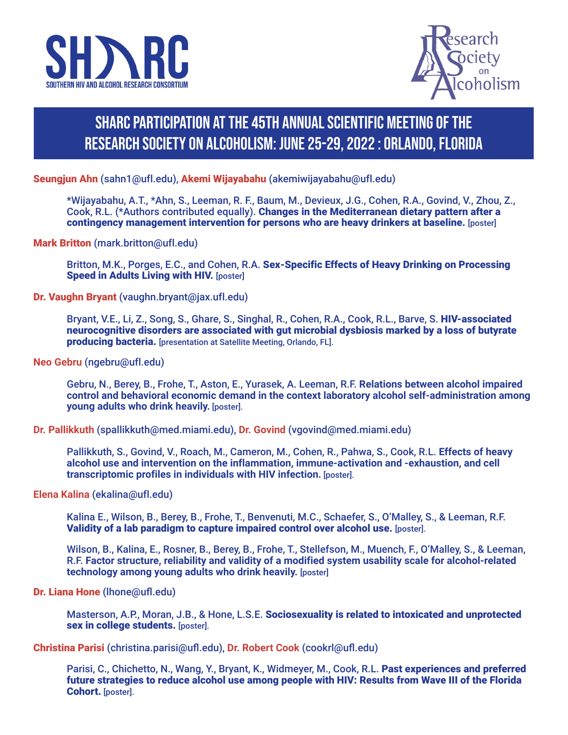SHARC — SOUTHERN HIV AND ALCOHOL RESEARCH CONSORTIUM

Research Society on Alcoholism

# SHARC PARTICIPATION AT THE 45TH ANNUAL SCIENTIFIC MEETING OF THE RESEARCH SOCIETY ON ALCOHOLISM: JUNE 25-29, 2022 : ORLANDO, FLORIDA

**Seungjun Ahn** (sahn1@ufl.edu), **Akemi Wijayabahu** (akemiwijayabahu@ufl.edu)

> *Wijayabahu, A.T., *Ahn, S., Leeman, R. F., Baum, M., Devieux, J.G., Cohen, R.A., Govind, V., Zhou, Z., Cook, R.L. (*Authors contributed equally). **Changes in the Mediterranean dietary pattern after a contingency management intervention for persons who are heavy drinkers at baseline.** [poster]

**Mark Britton** (mark.britton@ufl.edu)

> Britton, M.K., Porges, E.C., and Cohen, R.A. **Sex-Specific Effects of Heavy Drinking on Processing Speed in Adults Living with HIV.** [poster]

**Dr. Vaughn Bryant** (vaughn.bryant@jax.ufl.edu)

> Bryant, V.E., Li, Z., Song, S., Ghare, S., Singhal, R., Cohen, R.A., Cook, R.L., Barve, S. **HIV-associated neurocognitive disorders are associated with gut microbial dysbiosis marked by a loss of butyrate producing bacteria.** [presentation at Satellite Meeting, Orlando, FL].

**Neo Gebru** (ngebru@ufl.edu)

> Gebru, N., Berey, B., Frohe, T., Aston, E., Yurasek, A. Leeman, R.F. **Relations between alcohol impaired control and behavioral economic demand in the context laboratory alcohol self-administration among young adults who drink heavily.** [poster].

**Dr. Pallikkuth** (spallikkuth@med.miami.edu), **Dr. Govind** (vgovind@med.miami.edu)

> Pallikkuth, S., Govind, V., Roach, M., Cameron, M., Cohen, R., Pahwa, S., Cook, R.L. **Effects of heavy alcohol use and intervention on the inflammation, immune-activation and -exhaustion, and cell transcriptomic profiles in individuals with HIV infection.** [poster].

**Elena Kalina** (ekalina@ufl.edu)

> Kalina E., Wilson, B., Berey, B., Frohe, T., Benvenuti, M.C., Schaefer, S., O'Malley, S., & Leeman, R.F. **Validity of a lab paradigm to capture impaired control over alcohol use.** [poster].
>
> Wilson, B., Kalina, E., Rosner, B., Berey, B., Frohe, T., Stellefson, M., Muench, F., O'Malley, S., & Leeman, R.F. **Factor structure, reliability and validity of a modified system usability scale for alcohol-related technology among young adults who drink heavily.** [poster]

**Dr. Liana Hone** (lhone@ufl.edu)

> Masterson, A.P., Moran, J.B., & Hone, L.S.E. **Sociosexuality is related to intoxicated and unprotected sex in college students.** [poster].

**Christina Parisi** (christina.parisi@ufl.edu), **Dr. Robert Cook** (cookrl@ufl.edu)

> Parisi, C., Chichetto, N., Wang, Y., Bryant, K., Widmeyer, M., Cook, R.L. **Past experiences and preferred future strategies to reduce alcohol use among people with HIV: Results from Wave III of the Florida Cohort.** [poster].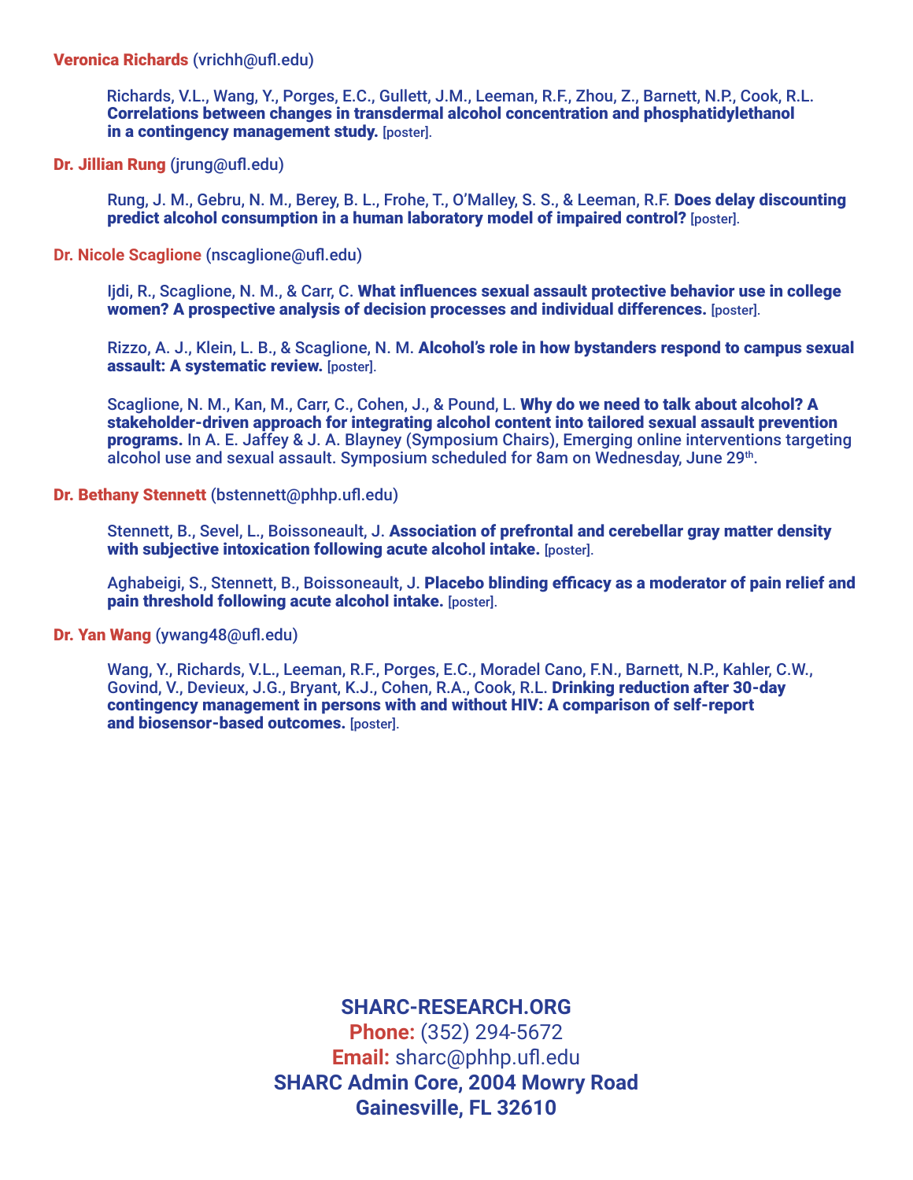**Veronica Richards** (vrichh@ufl.edu)

Richards, V.L., Wang, Y., Porges, E.C., Gullett, J.M., Leeman, R.F., Zhou, Z., Barnett, N.P., Cook, R.L. **Correlations between changes in transdermal alcohol concentration and phosphatidylethanol in a contingency management study.** [poster].

**Dr. Jillian Rung** (jrung@ufl.edu)

Rung, J. M., Gebru, N. M., Berey, B. L., Frohe, T., O'Malley, S. S., & Leeman, R.F. **Does delay discounting predict alcohol consumption in a human laboratory model of impaired control?** [poster].

**Dr. Nicole Scaglione** (nscaglione@ufl.edu)

Ijdi, R., Scaglione, N. M., & Carr, C. **What influences sexual assault protective behavior use in college women? A prospective analysis of decision processes and individual differences.** [poster].

Rizzo, A. J., Klein, L. B., & Scaglione, N. M. **Alcohol's role in how bystanders respond to campus sexual assault: A systematic review.** [poster].

Scaglione, N. M., Kan, M., Carr, C., Cohen, J., & Pound, L. **Why do we need to talk about alcohol? A stakeholder-driven approach for integrating alcohol content into tailored sexual assault prevention programs.** In A. E. Jaffey & J. A. Blayney (Symposium Chairs), Emerging online interventions targeting alcohol use and sexual assault. Symposium scheduled for 8am on Wednesday, June 29th.

**Dr. Bethany Stennett** (bstennett@phhp.ufl.edu)

Stennett, B., Sevel, L., Boissoneault, J. **Association of prefrontal and cerebellar gray matter density with subjective intoxication following acute alcohol intake.** [poster].

Aghabeigi, S., Stennett, B., Boissoneault, J. **Placebo blinding efficacy as a moderator of pain relief and pain threshold following acute alcohol intake.** [poster].

**Dr. Yan Wang** (ywang48@ufl.edu)

Wang, Y., Richards, V.L., Leeman, R.F., Porges, E.C., Moradel Cano, F.N., Barnett, N.P., Kahler, C.W., Govind, V., Devieux, J.G., Bryant, K.J., Cohen, R.A., Cook, R.L. **Drinking reduction after 30-day contingency management in persons with and without HIV: A comparison of self-report and biosensor-based outcomes.** [poster].

**SHARC-RESEARCH.ORG**
**Phone:** (352) 294-5672
**Email:** sharc@phhp.ufl.edu
**SHARC Admin Core, 2004 Mowry Road**
**Gainesville, FL 32610**